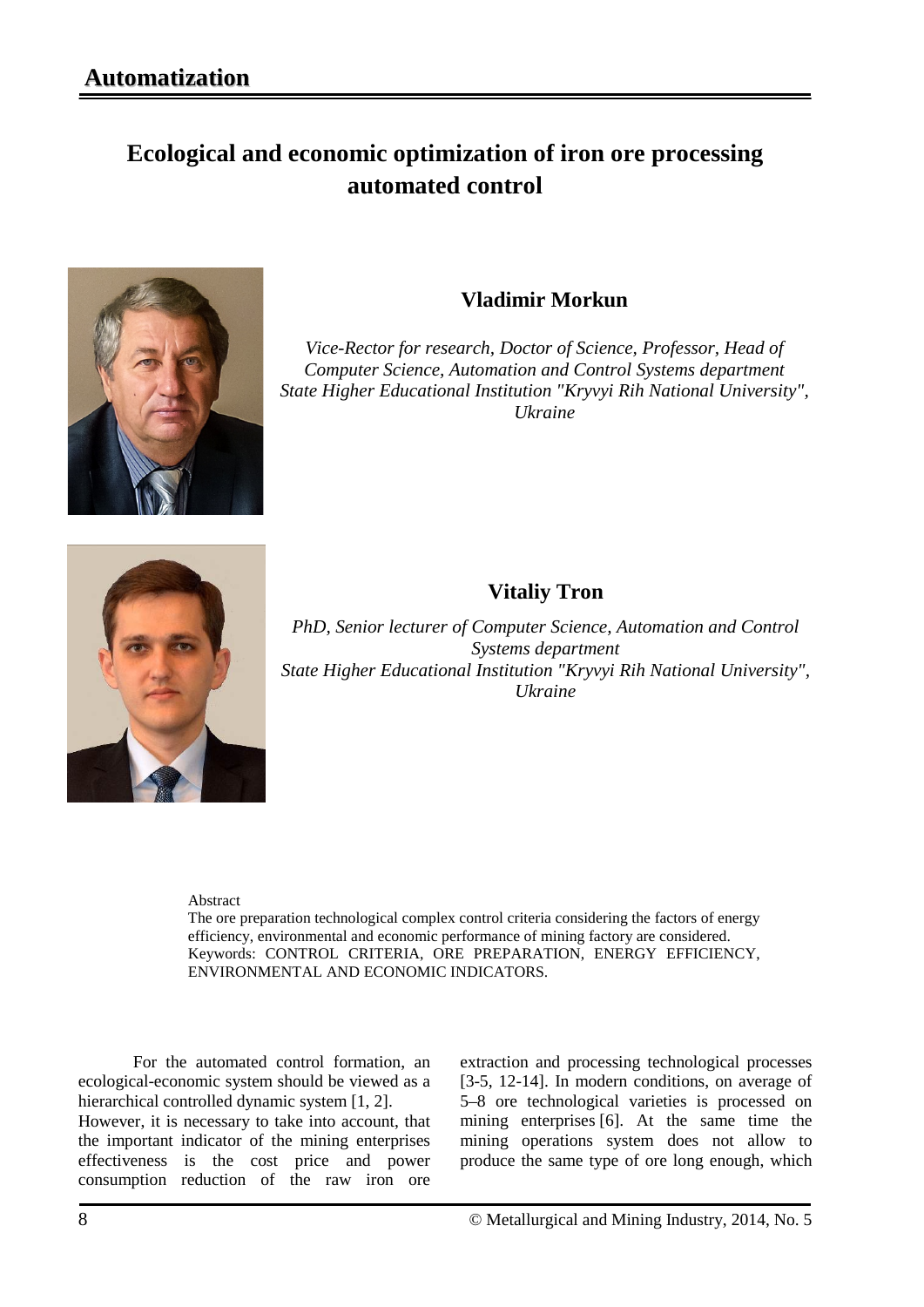## Automatization

# Ecological and economic optimization of iron ore processing automated control

### Vladimir Morkun

*Vice-Rector for research, Doctor of Science, Professor, Head of Computer Science, Automation and Control Systems department*
*State Higher Educational Institution "Kryvyi Rih National University", Ukraine*

### Vitaliy Tron

*PhD, Senior lecturer of Computer Science, Automation and Control Systems department*
*State Higher Educational Institution "Kryvyi Rih National University", Ukraine*

Abstract
The ore preparation technological complex control criteria considering the factors of energy efficiency, environmental and economic performance of mining factory are considered.
Keywords: CONTROL CRITERIA, ORE PREPARATION, ENERGY EFFICIENCY, ENVIRONMENTAL AND ECONOMIC INDICATORS.

For the automated control formation, an ecological-economic system should be viewed as a hierarchical controlled dynamic system [1, 2].
However, it is necessary to take into account, that the important indicator of the mining enterprises effectiveness is the cost price and power consumption reduction of the raw iron ore extraction and processing technological processes [3-5, 12-14]. In modern conditions, on average of 5–8 ore technological varieties is processed on mining enterprises [6]. At the same time the mining operations system does not allow to produce the same type of ore long enough, which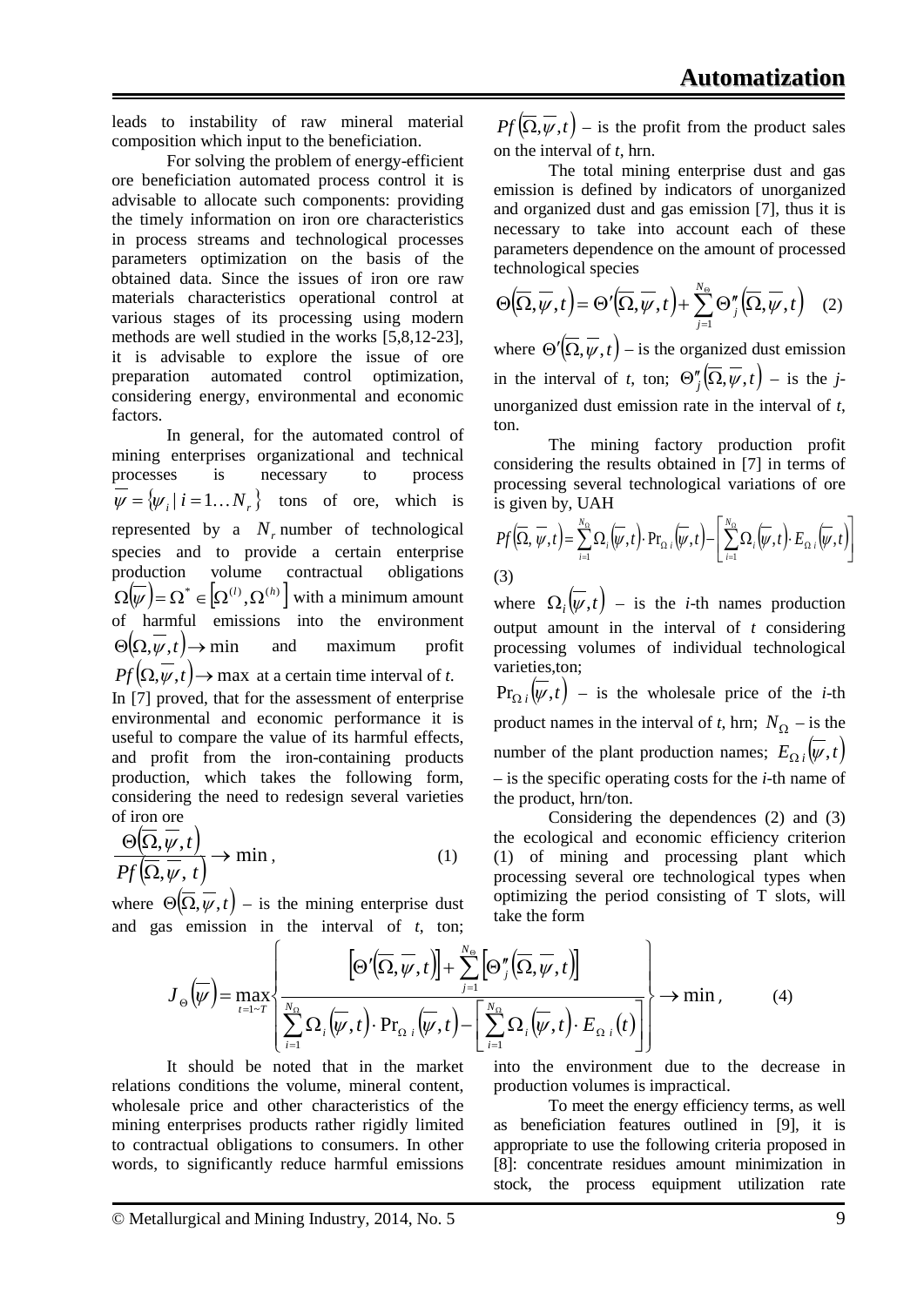leads to instability of raw mineral material composition which input to the beneficiation.

For solving the problem of energy-efficient ore beneficiation automated process control it is advisable to allocate such components: providing the timely information on iron ore characteristics in process streams and technological processes parameters optimization on the basis of the obtained data. Since the issues of iron ore raw materials characteristics operational control at various stages of its processing using modern methods are well studied in the works [5,8,12-23], it is advisable to explore the issue of ore preparation automated control optimization, considering energy, environmental and economic factors.

In general, for the automated control of mining enterprises organizational and technical processes is necessary to process $\overline{\psi} = \{\psi_i \mid i = 1 \ldots N_r\}$ tons of ore, which is represented by a $N_r$ number of technological species and to provide a certain enterprise production volume contractual obligations $\Omega(\overline{\psi}) = \Omega^* \in \left[\Omega^{(l)}, \Omega^{(h)}\right]$ with a minimum amount of harmful emissions into the environment $\Theta(\Omega, \overline{\psi}, t) \to \min$ and maximum profit $Pf(\Omega, \overline{\psi}, t) \to \max$ at a certain time interval of *t*. In [7] proved, that for the assessment of enterprise environmental and economic performance it is useful to compare the value of its harmful effects, and profit from the iron-containing products production, which takes the following form, considering the need to redesign several varieties of iron ore

$$\frac{\Theta(\overline{\Omega}, \overline{\psi}, t)}{Pf(\overline{\Omega}, \overline{\psi}, t)} \to \min, \quad (1)$$

where $\Theta(\overline{\Omega}, \overline{\psi}, t)$ – is the mining enterprise dust and gas emission in the interval of *t*, ton; $Pf(\overline{\Omega}, \overline{\psi}, t)$ – is the profit from the product sales on the interval of *t*, hrn.

The total mining enterprise dust and gas emission is defined by indicators of unorganized and organized dust and gas emission [7], thus it is necessary to take into account each of these parameters dependence on the amount of processed technological species

$$\Theta(\overline{\Omega}, \overline{\psi}, t) = \Theta'(\overline{\Omega}, \overline{\psi}, t) + \sum_{j=1}^{N_\Theta} \Theta''_j(\overline{\Omega}, \overline{\psi}, t) \quad (2)$$

where $\Theta'(\overline{\Omega}, \overline{\psi}, t)$ – is the organized dust emission in the interval of *t*, ton; $\Theta''_j(\overline{\Omega}, \overline{\psi}, t)$ – is the *j*-unorganized dust emission rate in the interval of *t*, ton.

The mining factory production profit considering the results obtained in [7] in terms of processing several technological variations of ore is given by, UAH

$$Pf(\overline{\Omega}, \overline{\psi}, t) = \sum_{i=1}^{N_\Omega} \Omega_i(\overline{\psi}, t) \cdot \mathrm{Pr}_{\Omega\, i}(\overline{\psi}, t) - \left[\sum_{i=1}^{N_\Omega} \Omega_i(\overline{\psi}, t) \cdot E_{\Omega\, i}(\overline{\psi}, t)\right] \quad (3)$$

where $\Omega_i(\overline{\psi}, t)$ – is the *i*-th names production output amount in the interval of *t* considering processing volumes of individual technological varieties,ton;

$\mathrm{Pr}_{\Omega\, i}(\overline{\psi}, t)$ – is the wholesale price of the *i*-th product names in the interval of *t*, hrn; $N_\Omega$ – is the number of the plant production names; $E_{\Omega\, i}(\overline{\psi}, t)$ – is the specific operating costs for the *i*-th name of the product, hrn/ton.

Considering the dependences (2) and (3) the ecological and economic efficiency criterion (1) of mining and processing plant which processing several ore technological types when optimizing the period consisting of T slots, will take the form

$$J_\Theta(\overline{\psi}) = \max_{t=1\sim T} \left\{ \frac{\left[\Theta'(\overline{\Omega}, \overline{\psi}, t)\right] + \sum_{j=1}^{N_\Theta} \left[\Theta''_j(\overline{\Omega}, \overline{\psi}, t)\right]}{\sum_{i=1}^{N_\Omega} \Omega_i(\overline{\psi}, t) \cdot \mathrm{Pr}_{\Omega\, i}(\overline{\psi}, t) - \left[\sum_{i=1}^{N_\Omega} \Omega_i(\overline{\psi}, t) \cdot E_{\Omega\, i}(t)\right]} \right\} \to \min, \quad (4)$$

It should be noted that in the market relations conditions the volume, mineral content, wholesale price and other characteristics of the mining enterprises products rather rigidly limited to contractual obligations to consumers. In other words, to significantly reduce harmful emissions into the environment due to the decrease in production volumes is impractical.

To meet the energy efficiency terms, as well as beneficiation features outlined in [9], it is appropriate to use the following criteria proposed in [8]: concentrate residues amount minimization in stock, the process equipment utilization rate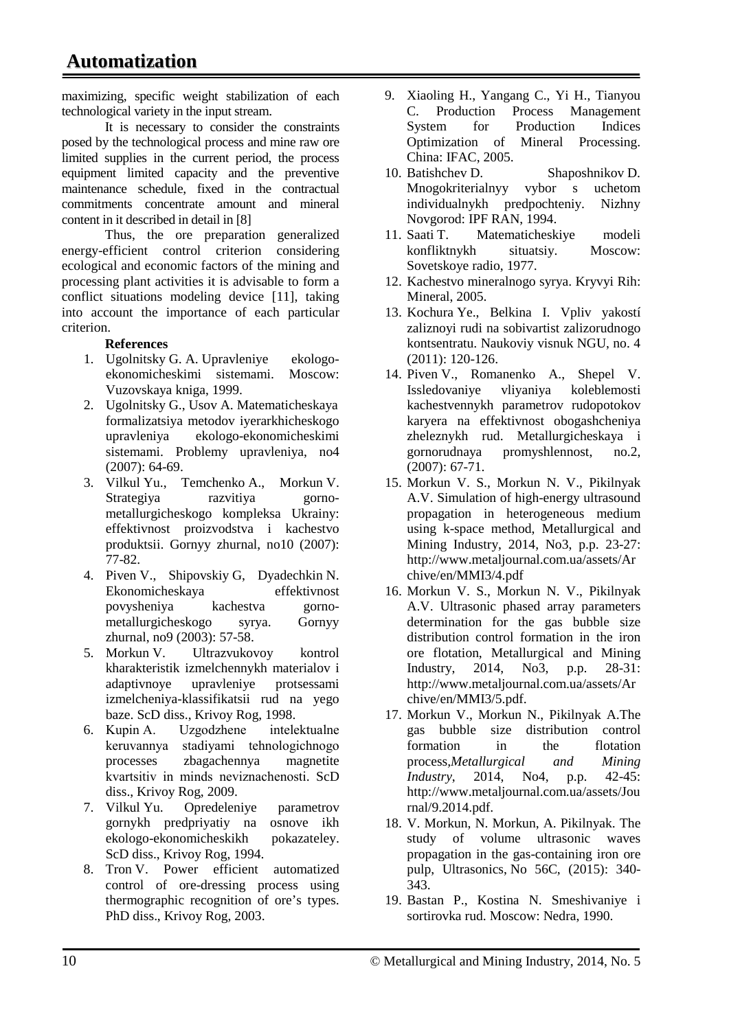maximizing, specific weight stabilization of each technological variety in the input stream.

It is necessary to consider the constraints posed by the technological process and mine raw ore limited supplies in the current period, the process equipment limited capacity and the preventive maintenance schedule, fixed in the contractual commitments concentrate amount and mineral content in it described in detail in [8]

Thus, the ore preparation generalized energy-efficient control criterion considering ecological and economic factors of the mining and processing plant activities it is advisable to form a conflict situations modeling device [11], taking into account the importance of each particular criterion.

**References**

1. Ugolnitsky G. A. Upravleniye ekologo-ekonomicheskimi sistemami. Moscow: Vuzovskaya kniga, 1999.
2. Ugolnitsky G., Usov A. Matematicheskaya formalizatsiya metodov iyerarkhicheskogo upravleniya ekologo-ekonomicheskimi sistemami. Problemy upravleniya, no4 (2007): 64-69.
3. Vilkul Yu., Temchenko A., Morkun V. Strategiya razvitiya gorno-metallurgicheskogo kompleksa Ukrainy: effektivnost proizvodstva i kachestvo produktsii. Gornyy zhurnal, no10 (2007): 77-82.
4. Piven V., Shipovskiy G, Dyadechkin N. Ekonomicheskaya effektivnost povysheniya kachestva gorno-metallurgicheskogo syrya. Gornyy zhurnal, no9 (2003): 57-58.
5. Morkun V. Ultrazvukovoy kontrol kharakteristik izmelchennykh materialov i adaptivnoye upravleniye protsessami izmelcheniya-klassifikatsii rud na yego baze. ScD diss., Krivoy Rog, 1998.
6. Kupin A. Uzgodzhene intelektualne keruvannya stadiyami tehnologichnogo processes zbagachennya magnetite kvartsitiv in minds neviznachenosti. ScD diss., Krivoy Rog, 2009.
7. Vilkul Yu. Opredeleniye parametrov gornykh predpriyatiy na osnove ikh ekologo-ekonomicheskikh pokazateley. ScD diss., Krivoy Rog, 1994.
8. Tron V. Power efficient automatized control of ore-dressing process using thermographic recognition of ore's types. PhD diss., Krivoy Rog, 2003.
9. Xiaoling H., Yangang C., Yi H., Tianyou C. Production Process Management System for Production Indices Optimization of Mineral Processing. China: IFAC, 2005.
10. Batishchev D. Shaposhnikov D. Mnogokriterialnyy vybor s uchetom individualnykh predpochteniy. Nizhny Novgorod: IPF RAN, 1994.
11. Saati T. Matematicheskiye modeli konfliktnykh situatsiy. Moscow: Sovetskoye radio, 1977.
12. Kachestvo mineralnogo syrya. Kryvyi Rih: Mineral, 2005.
13. Kochura Ye., Belkina I. Vpliv yakostí zaliznoyi rudi na sobivartist zalizorudnogo kontsentratu. Naukoviy visnuk NGU, no. 4 (2011): 120-126.
14. Piven V., Romanenko A., Shepel V. Issledovaniye vliyaniya koleblemosti kachestvennykh parametrov rudopotokov karyera na effektivnost obogashcheniya zheleznykh rud. Metallurgicheskaya i gornorudnaya promyshlennost, no.2, (2007): 67-71.
15. Morkun V. S., Morkun N. V., Pikilnyak A.V. Simulation of high-energy ultrasound propagation in heterogeneous medium using k-space method, Metallurgical and Mining Industry, 2014, No3, p.p. 23-27: http://www.metaljournal.com.ua/assets/Archive/en/MMI3/4.pdf
16. Morkun V. S., Morkun N. V., Pikilnyak A.V. Ultrasonic phased array parameters determination for the gas bubble size distribution control formation in the iron ore flotation, Metallurgical and Mining Industry, 2014, No3, p.p. 28-31: http://www.metaljournal.com.ua/assets/Archive/en/MMI3/5.pdf.
17. Morkun V., Morkun N., Pikilnyak A.The gas bubble size distribution control formation in the flotation process,*Metallurgical and Mining Industry*, 2014, No4, p.p. 42-45: http://www.metaljournal.com.ua/assets/Journal/9.2014.pdf.
18. V. Morkun, N. Morkun, A. Pikilnyak. The study of volume ultrasonic waves propagation in the gas-containing iron ore pulp, Ultrasonics, No 56C, (2015): 340-343.
19. Bastan P., Kostina N. Smeshivaniye i sortirovka rud. Moscow: Nedra, 1990.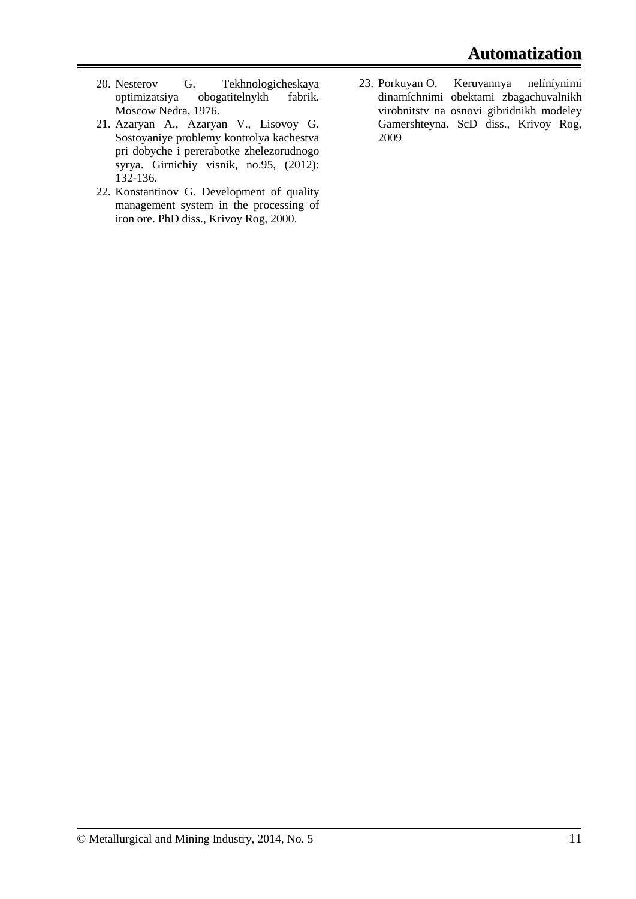20. Nesterov G. Tekhnologicheskaya optimizatsiya obogatitelnykh fabrik. Moscow Nedra, 1976.
21. Azaryan A., Azaryan V., Lisovoy G. Sostoyaniye problemy kontrolya kachestva pri dobyche i pererabotke zhelezorudnogo syrya. Girnichiy visnik, no.95, (2012): 132-136.
22. Konstantinov G. Development of quality management system in the processing of iron ore. PhD diss., Krivoy Rog, 2000.
23. Porkuyan O. Keruvannya nelíníynimi dinamíchnimi obektami zbagachuvalnikh virobnitstv na osnovi gibridnikh modeley Gamershteyna. ScD diss., Krivoy Rog, 2009